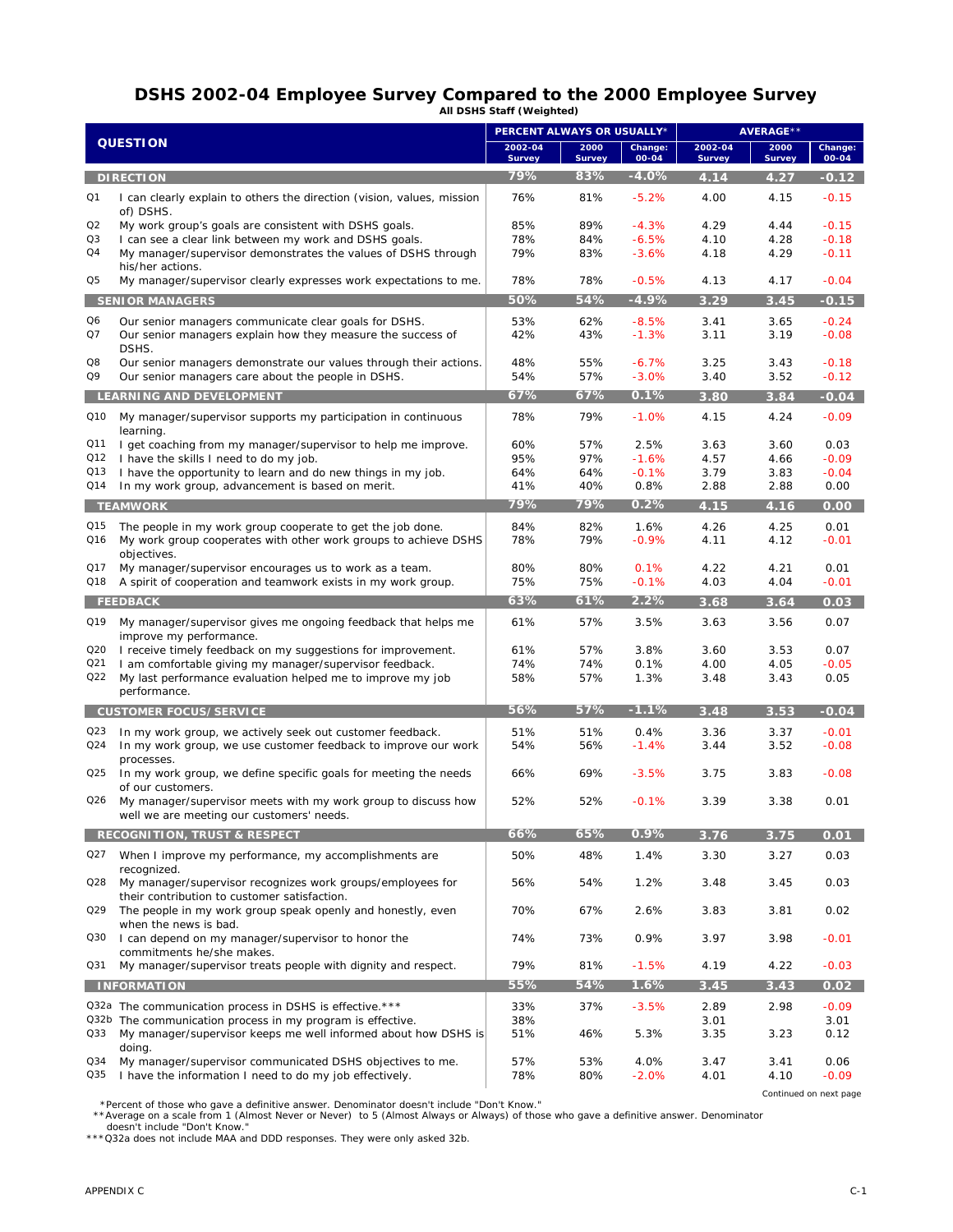# DSHS 2002-04 Employee Survey Compared to the 2000 Employee Survey

**All DSHS Staff (Weighted)**

| | QUESTION | PERCENT ALWAYS OR USUALLY* | | | AVERAGE** | | |
|---|---|---|---|---|---|---|---|
| | | 2002-04 Survey | 2000 Survey | Change: 00-04 | 2002-04 Survey | 2000 Survey | Change: 00-04 |
| | **DIRECTION** | **79%** | **83%** | **-4.0%** | **4.14** | **4.27** | **-0.12** |
| Q1 | I can clearly explain to others the direction (vision, values, mission of) DSHS. | 76% | 81% | -5.2% | 4.00 | 4.15 | -0.15 |
| Q2 | My work group's goals are consistent with DSHS goals. | 85% | 89% | -4.3% | 4.29 | 4.44 | -0.15 |
| Q3 | I can see a clear link between my work and DSHS goals. | 78% | 84% | -6.5% | 4.10 | 4.28 | -0.18 |
| Q4 | My manager/supervisor demonstrates the values of DSHS through his/her actions. | 79% | 83% | -3.6% | 4.18 | 4.29 | -0.11 |
| Q5 | My manager/supervisor clearly expresses work expectations to me. | 78% | 78% | -0.5% | 4.13 | 4.17 | -0.04 |
| | **SENIOR MANAGERS** | **50%** | **54%** | **-4.9%** | **3.29** | **3.45** | **-0.15** |
| Q6 | Our senior managers communicate clear goals for DSHS. | 53% | 62% | -8.5% | 3.41 | 3.65 | -0.24 |
| Q7 | Our senior managers explain how they measure the success of DSHS. | 42% | 43% | -1.3% | 3.11 | 3.19 | -0.08 |
| Q8 | Our senior managers demonstrate our values through their actions. | 48% | 55% | -6.7% | 3.25 | 3.43 | -0.18 |
| Q9 | Our senior managers care about the people in DSHS. | 54% | 57% | -3.0% | 3.40 | 3.52 | -0.12 |
| | **LEARNING AND DEVELOPMENT** | **67%** | **67%** | **0.1%** | **3.80** | **3.84** | **-0.04** |
| Q10 | My manager/supervisor supports my participation in continuous learning. | 78% | 79% | -1.0% | 4.15 | 4.24 | -0.09 |
| Q11 | I get coaching from my manager/supervisor to help me improve. | 60% | 57% | 2.5% | 3.63 | 3.60 | 0.03 |
| Q12 | I have the skills I need to do my job. | 95% | 97% | -1.6% | 4.57 | 4.66 | -0.09 |
| Q13 | I have the opportunity to learn and do new things in my job. | 64% | 64% | -0.1% | 3.79 | 3.83 | -0.04 |
| Q14 | In my work group, advancement is based on merit. | 41% | 40% | 0.8% | 2.88 | 2.88 | 0.00 |
| | **TEAMWORK** | **79%** | **79%** | **0.2%** | **4.15** | **4.16** | **0.00** |
| Q15 | The people in my work group cooperate to get the job done. | 84% | 82% | 1.6% | 4.26 | 4.25 | 0.01 |
| Q16 | My work group cooperates with other work groups to achieve DSHS objectives. | 78% | 79% | -0.9% | 4.11 | 4.12 | -0.01 |
| Q17 | My manager/supervisor encourages us to work as a team. | 80% | 80% | 0.1% | 4.22 | 4.21 | 0.01 |
| Q18 | A spirit of cooperation and teamwork exists in my work group. | 75% | 75% | -0.1% | 4.03 | 4.04 | -0.01 |
| | **FEEDBACK** | **63%** | **61%** | **2.2%** | **3.68** | **3.64** | **0.03** |
| Q19 | My manager/supervisor gives me ongoing feedback that helps me improve my performance. | 61% | 57% | 3.5% | 3.63 | 3.56 | 0.07 |
| Q20 | I receive timely feedback on my suggestions for improvement. | 61% | 57% | 3.8% | 3.60 | 3.53 | 0.07 |
| Q21 | I am comfortable giving my manager/supervisor feedback. | 74% | 74% | 0.1% | 4.00 | 4.05 | -0.05 |
| Q22 | My last performance evaluation helped me to improve my job performance. | 58% | 57% | 1.3% | 3.48 | 3.43 | 0.05 |
| | **CUSTOMER FOCUS/SERVICE** | **56%** | **57%** | **-1.1%** | **3.48** | **3.53** | **-0.04** |
| Q23 | In my work group, we actively seek out customer feedback. | 51% | 51% | 0.4% | 3.36 | 3.37 | -0.01 |
| Q24 | In my work group, we use customer feedback to improve our work processes. | 54% | 56% | -1.4% | 3.44 | 3.52 | -0.08 |
| Q25 | In my work group, we define specific goals for meeting the needs of our customers. | 66% | 69% | -3.5% | 3.75 | 3.83 | -0.08 |
| Q26 | My manager/supervisor meets with my work group to discuss how well we are meeting our customers' needs. | 52% | 52% | -0.1% | 3.39 | 3.38 | 0.01 |
| | **RECOGNITION, TRUST & RESPECT** | **66%** | **65%** | **0.9%** | **3.76** | **3.75** | **0.01** |
| Q27 | When I improve my performance, my accomplishments are recognized. | 50% | 48% | 1.4% | 3.30 | 3.27 | 0.03 |
| Q28 | My manager/supervisor recognizes work groups/employees for their contribution to customer satisfaction. | 56% | 54% | 1.2% | 3.48 | 3.45 | 0.03 |
| Q29 | The people in my work group speak openly and honestly, even when the news is bad. | 70% | 67% | 2.6% | 3.83 | 3.81 | 0.02 |
| Q30 | I can depend on my manager/supervisor to honor the commitments he/she makes. | 74% | 73% | 0.9% | 3.97 | 3.98 | -0.01 |
| Q31 | My manager/supervisor treats people with dignity and respect. | 79% | 81% | -1.5% | 4.19 | 4.22 | -0.03 |
| | **INFORMATION** | **55%** | **54%** | **1.6%** | **3.45** | **3.43** | **0.02** |
| Q32a | The communication process in DSHS is effective.*** | 33% | 37% | -3.5% | 2.89 | 2.98 | -0.09 |
| Q32b | The communication process in my program is effective. | 38% | | | 3.01 | | 3.01 |
| Q33 | My manager/supervisor keeps me well informed about how DSHS is doing. | 51% | 46% | 5.3% | 3.35 | 3.23 | 0.12 |
| Q34 | My manager/supervisor communicated DSHS objectives to me. | 57% | 53% | 4.0% | 3.47 | 3.41 | 0.06 |
| Q35 | I have the information I need to do my job effectively. | 78% | 80% | -2.0% | 4.01 | 4.10 | -0.09 |

Continued on next page

*Percent of those who gave a definitive answer. Denominator doesn't include "Don't Know."

**Average on a scale from 1 (Almost Never or Never) to 5 (Almost Always or Always) of those who gave a definitive answer. Denominator doesn't include "Don't Know."

***Q32a does not include MAA and DDD responses. They were only asked 32b.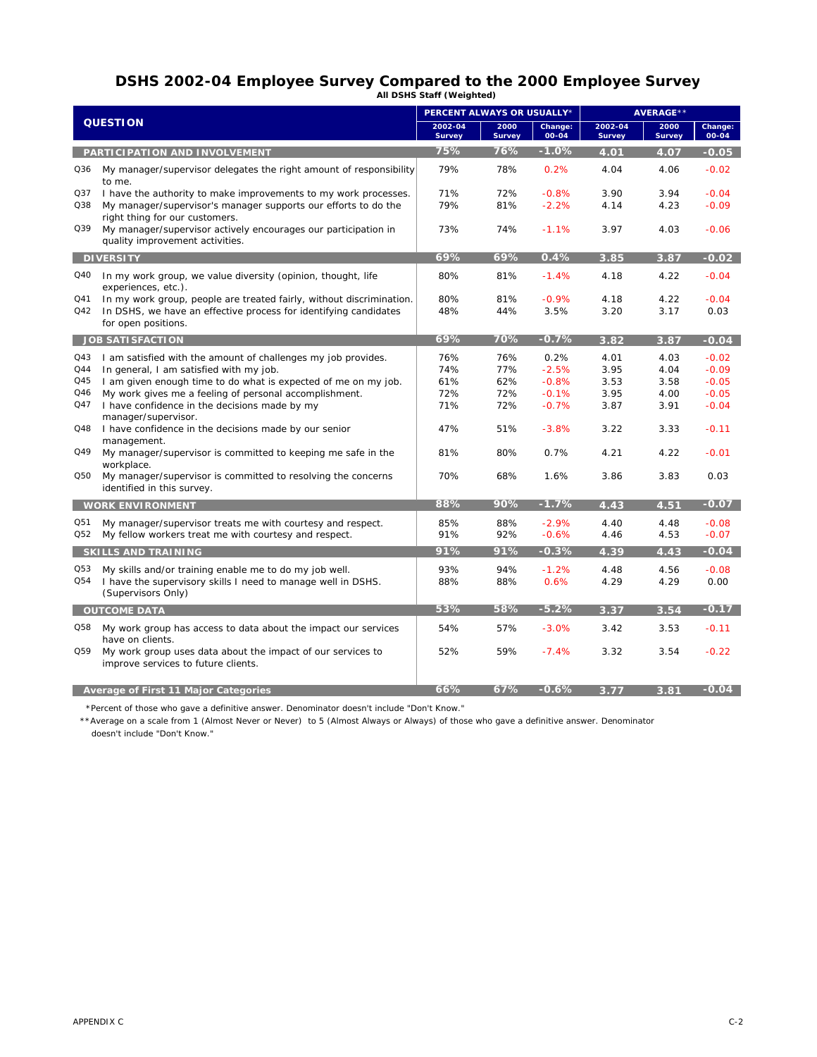# DSHS 2002-04 Employee Survey Compared to the 2000 Employee Survey

**All DSHS Staff (Weighted)**

| QUESTION | | PERCENT ALWAYS OR USUALLY* | | | AVERAGE** | | |
|---|---|---|---|---|---|---|---|
| | | 2002-04 Survey | 2000 Survey | Change: 00-04 | 2002-04 Survey | 2000 Survey | Change: 00-04 |
| **PARTICIPATION AND INVOLVEMENT** | | **75%** | **76%** | **-1.0%** | **4.01** | **4.07** | **-0.05** |
| Q36 | My manager/supervisor delegates the right amount of responsibility to me. | 79% | 78% | 0.2% | 4.04 | 4.06 | -0.02 |
| Q37 | I have the authority to make improvements to my work processes. | 71% | 72% | -0.8% | 3.90 | 3.94 | -0.04 |
| Q38 | My manager/supervisor's manager supports our efforts to do the right thing for our customers. | 79% | 81% | -2.2% | 4.14 | 4.23 | -0.09 |
| Q39 | My manager/supervisor actively encourages our participation in quality improvement activities. | 73% | 74% | -1.1% | 3.97 | 4.03 | -0.06 |
| **DIVERSITY** | | **69%** | **69%** | **0.4%** | **3.85** | **3.87** | **-0.02** |
| Q40 | In my work group, we value diversity (opinion, thought, life experiences, etc.). | 80% | 81% | -1.4% | 4.18 | 4.22 | -0.04 |
| Q41 | In my work group, people are treated fairly, without discrimination. | 80% | 81% | -0.9% | 4.18 | 4.22 | -0.04 |
| Q42 | In DSHS, we have an effective process for identifying candidates for open positions. | 48% | 44% | 3.5% | 3.20 | 3.17 | 0.03 |
| **JOB SATISFACTION** | | **69%** | **70%** | **-0.7%** | **3.82** | **3.87** | **-0.04** |
| Q43 | I am satisfied with the amount of challenges my job provides. | 76% | 76% | 0.2% | 4.01 | 4.03 | -0.02 |
| Q44 | In general, I am satisfied with my job. | 74% | 77% | -2.5% | 3.95 | 4.04 | -0.09 |
| Q45 | I am given enough time to do what is expected of me on my job. | 61% | 62% | -0.8% | 3.53 | 3.58 | -0.05 |
| Q46 | My work gives me a feeling of personal accomplishment. | 72% | 72% | -0.1% | 3.95 | 4.00 | -0.05 |
| Q47 | I have confidence in the decisions made by my manager/supervisor. | 71% | 72% | -0.7% | 3.87 | 3.91 | -0.04 |
| Q48 | I have confidence in the decisions made by our senior management. | 47% | 51% | -3.8% | 3.22 | 3.33 | -0.11 |
| Q49 | My manager/supervisor is committed to keeping me safe in the workplace. | 81% | 80% | 0.7% | 4.21 | 4.22 | -0.01 |
| Q50 | My manager/supervisor is committed to resolving the concerns identified in this survey. | 70% | 68% | 1.6% | 3.86 | 3.83 | 0.03 |
| **WORK ENVIRONMENT** | | **88%** | **90%** | **-1.7%** | **4.43** | **4.51** | **-0.07** |
| Q51 | My manager/supervisor treats me with courtesy and respect. | 85% | 88% | -2.9% | 4.40 | 4.48 | -0.08 |
| Q52 | My fellow workers treat me with courtesy and respect. | 91% | 92% | -0.6% | 4.46 | 4.53 | -0.07 |
| **SKILLS AND TRAINING** | | **91%** | **91%** | **-0.3%** | **4.39** | **4.43** | **-0.04** |
| Q53 | My skills and/or training enable me to do my job well. | 93% | 94% | -1.2% | 4.48 | 4.56 | -0.08 |
| Q54 | I have the supervisory skills I need to manage well in DSHS. (Supervisors Only) | 88% | 88% | 0.6% | 4.29 | 4.29 | 0.00 |
| **OUTCOME DATA** | | **53%** | **58%** | **-5.2%** | **3.37** | **3.54** | **-0.17** |
| Q58 | My work group has access to data about the impact our services have on clients. | 54% | 57% | -3.0% | 3.42 | 3.53 | -0.11 |
| Q59 | My work group uses data about the impact of our services to improve services to future clients. | 52% | 59% | -7.4% | 3.32 | 3.54 | -0.22 |
| **Average of First 11 Major Categories** | | **66%** | **67%** | **-0.6%** | **3.77** | **3.81** | **-0.04** |

*Percent of those who gave a definitive answer. Denominator doesn't include "Don't Know."

**Average on a scale from 1 (Almost Never or Never) to 5 (Almost Always or Always) of those who gave a definitive answer. Denominator doesn't include "Don't Know."